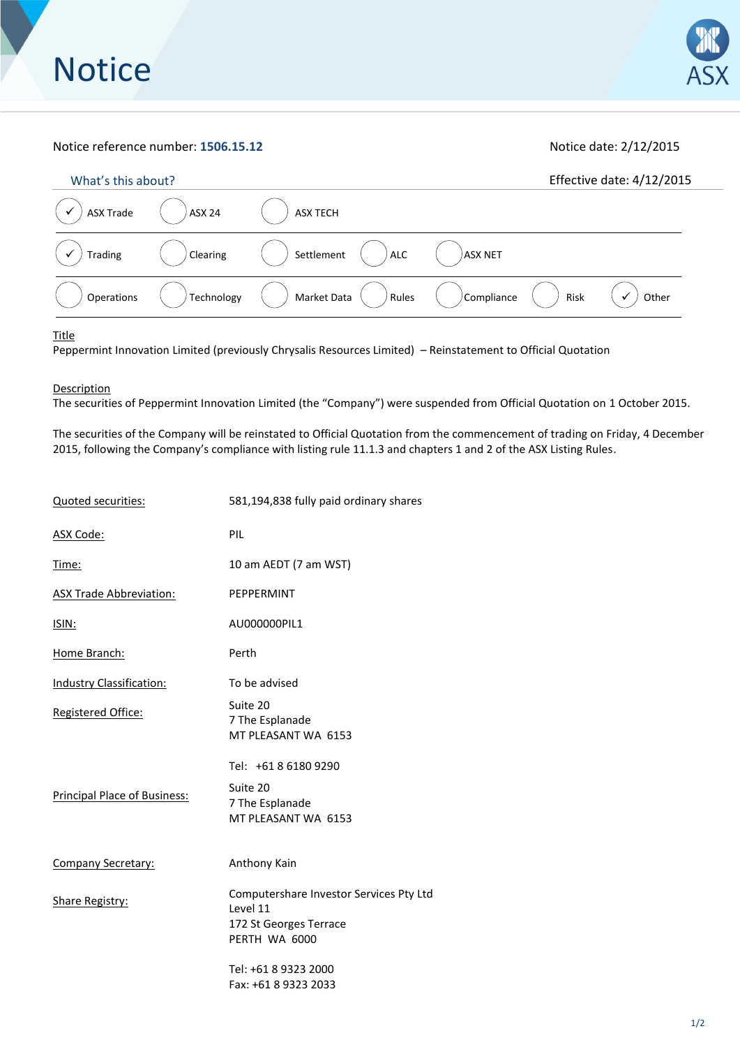# Notice

Notice reference number: **1506.15.12**

Notice date: 2/12/2015

What's this about?

Effective date: 4/12/2015

| | | | | | | |
|---|---|---|---|---|---|---|
| ✓ ASX Trade | ASX 24 | ASX TECH | | | | |
| ✓ Trading | Clearing | Settlement | ALC | ASX NET | | |
| Operations | Technology | Market Data | Rules | Compliance | Risk | ✓ Other |

Title

Peppermint Innovation Limited (previously Chrysalis Resources Limited) – Reinstatement to Official Quotation

Description

The securities of Peppermint Innovation Limited (the "Company") were suspended from Official Quotation on 1 October 2015.

The securities of the Company will be reinstated to Official Quotation from the commencement of trading on Friday, 4 December 2015, following the Company's compliance with listing rule 11.1.3 and chapters 1 and 2 of the ASX Listing Rules.

| | |
|---|---|
| Quoted securities: | 581,194,838 fully paid ordinary shares |
| ASX Code: | PIL |
| Time: | 10 am AEDT (7 am WST) |
| ASX Trade Abbreviation: | PEPPERMINT |
| ISIN: | AU000000PIL1 |
| Home Branch: | Perth |
| Industry Classification: | To be advised |
| Registered Office: | Suite 20<br>7 The Esplanade<br>MT PLEASANT WA 6153<br><br>Tel: +61 8 6180 9290 |
| Principal Place of Business: | Suite 20<br>7 The Esplanade<br>MT PLEASANT WA 6153 |
| Company Secretary: | Anthony Kain |
| Share Registry: | Computershare Investor Services Pty Ltd<br>Level 11<br>172 St Georges Terrace<br>PERTH WA 6000<br><br>Tel: +61 8 9323 2000<br>Fax: +61 8 9323 2033 |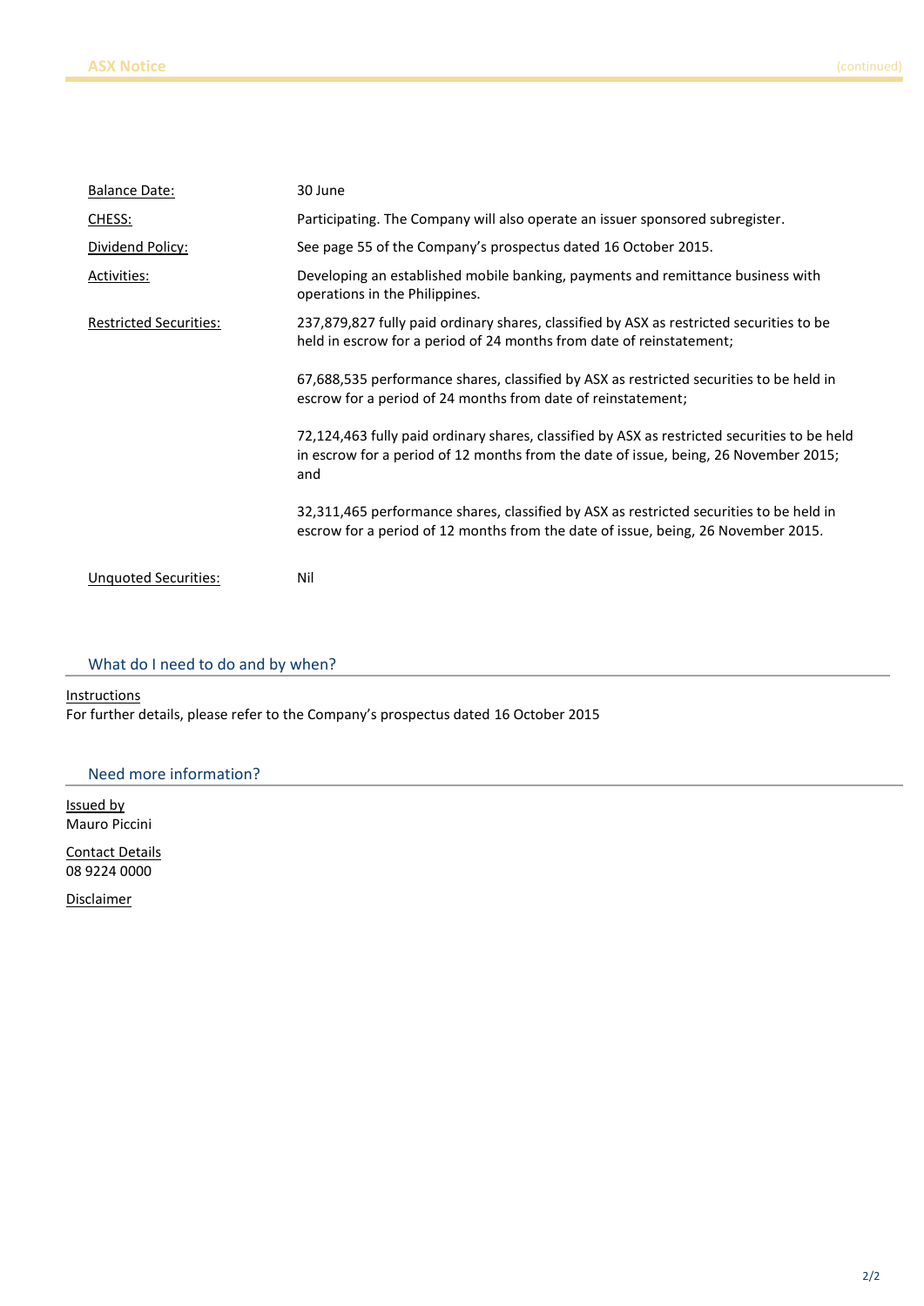| | |
|---|---|
| Balance Date: | 30 June |
| CHESS: | Participating. The Company will also operate an issuer sponsored subregister. |
| Dividend Policy: | See page 55 of the Company's prospectus dated 16 October 2015. |
| Activities: | Developing an established mobile banking, payments and remittance business with operations in the Philippines. |
| Restricted Securities: | 237,879,827 fully paid ordinary shares, classified by ASX as restricted securities to be held in escrow for a period of 24 months from date of reinstatement;<br><br>67,688,535 performance shares, classified by ASX as restricted securities to be held in escrow for a period of 24 months from date of reinstatement;<br><br>72,124,463 fully paid ordinary shares, classified by ASX as restricted securities to be held in escrow for a period of 12 months from the date of issue, being, 26 November 2015; and<br><br>32,311,465 performance shares, classified by ASX as restricted securities to be held in escrow for a period of 12 months from the date of issue, being, 26 November 2015. |
| Unquoted Securities: | Nil |

## What do I need to do and by when?

Instructions
For further details, please refer to the Company's prospectus dated 16 October 2015

## Need more information?

Issued by
Mauro Piccini

Contact Details
08 9224 0000

Disclaimer